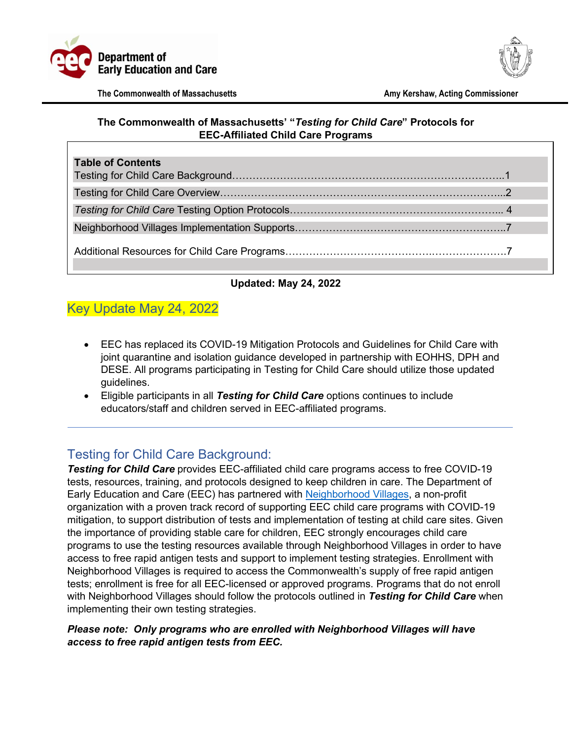Department of Early Education and Care

The Commonwealth of Massachusetts

Amy Kershaw, Acting Commissioner

# The Commonwealth of Massachusetts' "*Testing for Child Care*" Protocols for EEC-Affiliated Child Care Programs

| Table of Contents | |
|---|---|
| Testing for Child Care Background | 1 |
| Testing for Child Care Overview | 2 |
| *Testing for Child Care* Testing Option Protocols | 4 |
| Neighborhood Villages Implementation Supports | 7 |
| Additional Resources for Child Care Programs | 7 |

**Updated: May 24, 2022**

## Key Update May 24, 2022

- EEC has replaced its COVID-19 Mitigation Protocols and Guidelines for Child Care with joint quarantine and isolation guidance developed in partnership with EOHHS, DPH and DESE. All programs participating in Testing for Child Care should utilize those updated guidelines.
- Eligible participants in all ***Testing for Child Care*** options continues to include educators/staff and children served in EEC-affiliated programs.

---

## Testing for Child Care Background:

***Testing for Child Care*** provides EEC-affiliated child care programs access to free COVID-19 tests, resources, training, and protocols designed to keep children in care. The Department of Early Education and Care (EEC) has partnered with Neighborhood Villages, a non-profit organization with a proven track record of supporting EEC child care programs with COVID-19 mitigation, to support distribution of tests and implementation of testing at child care sites. Given the importance of providing stable care for children, EEC strongly encourages child care programs to use the testing resources available through Neighborhood Villages in order to have access to free rapid antigen tests and support to implement testing strategies. Enrollment with Neighborhood Villages is required to access the Commonwealth's supply of free rapid antigen tests; enrollment is free for all EEC-licensed or approved programs. Programs that do not enroll with Neighborhood Villages should follow the protocols outlined in ***Testing for Child Care*** when implementing their own testing strategies.

***Please note: Only programs who are enrolled with Neighborhood Villages will have access to free rapid antigen tests from EEC.***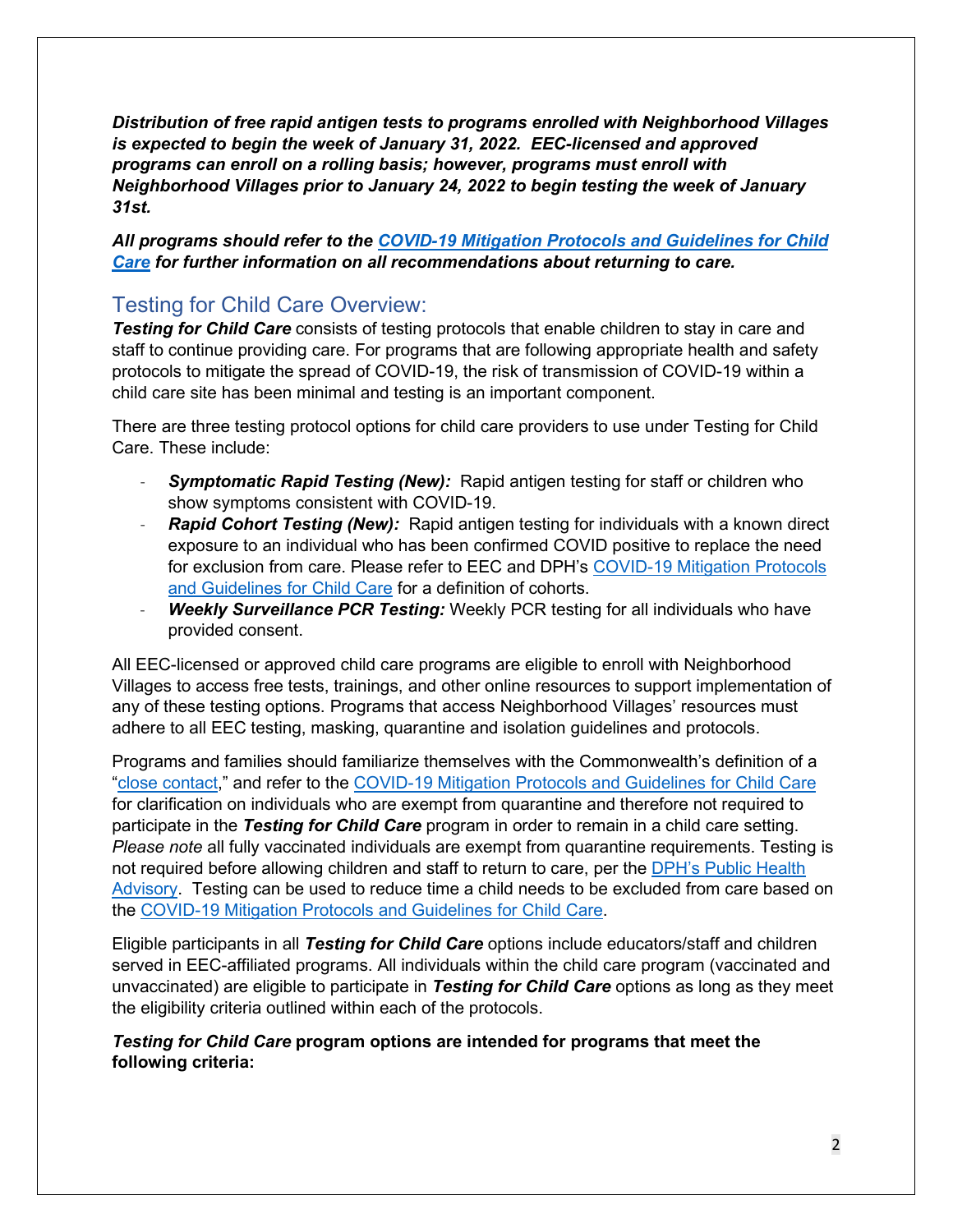***Distribution of free rapid antigen tests to programs enrolled with Neighborhood Villages is expected to begin the week of January 31, 2022. EEC-licensed and approved programs can enroll on a rolling basis; however, programs must enroll with Neighborhood Villages prior to January 24, 2022 to begin testing the week of January 31st.***

***All programs should refer to the [COVID-19 Mitigation Protocols and Guidelines for Child Care]() for further information on all recommendations about returning to care.***

## Testing for Child Care Overview:

***Testing for Child Care*** consists of testing protocols that enable children to stay in care and staff to continue providing care. For programs that are following appropriate health and safety protocols to mitigate the spread of COVID-19, the risk of transmission of COVID-19 within a child care site has been minimal and testing is an important component.

There are three testing protocol options for child care providers to use under Testing for Child Care. These include:

- ***Symptomatic Rapid Testing (New):*** Rapid antigen testing for staff or children who show symptoms consistent with COVID-19.
- ***Rapid Cohort Testing (New):*** Rapid antigen testing for individuals with a known direct exposure to an individual who has been confirmed COVID positive to replace the need for exclusion from care. Please refer to EEC and DPH's [COVID-19 Mitigation Protocols and Guidelines for Child Care]() for a definition of cohorts.
- ***Weekly Surveillance PCR Testing:*** Weekly PCR testing for all individuals who have provided consent.

All EEC-licensed or approved child care programs are eligible to enroll with Neighborhood Villages to access free tests, trainings, and other online resources to support implementation of any of these testing options. Programs that access Neighborhood Villages' resources must adhere to all EEC testing, masking, quarantine and isolation guidelines and protocols.

Programs and families should familiarize themselves with the Commonwealth's definition of a "[close contact]()," and refer to the [COVID-19 Mitigation Protocols and Guidelines for Child Care]() for clarification on individuals who are exempt from quarantine and therefore not required to participate in the ***Testing for Child Care*** program in order to remain in a child care setting. *Please note* all fully vaccinated individuals are exempt from quarantine requirements. Testing is not required before allowing children and staff to return to care, per the [DPH's Public Health Advisory](). Testing can be used to reduce time a child needs to be excluded from care based on the [COVID-19 Mitigation Protocols and Guidelines for Child Care]().

Eligible participants in all ***Testing for Child Care*** options include educators/staff and children served in EEC-affiliated programs. All individuals within the child care program (vaccinated and unvaccinated) are eligible to participate in ***Testing for Child Care*** options as long as they meet the eligibility criteria outlined within each of the protocols.

***Testing for Child Care* program options are intended for programs that meet the following criteria:**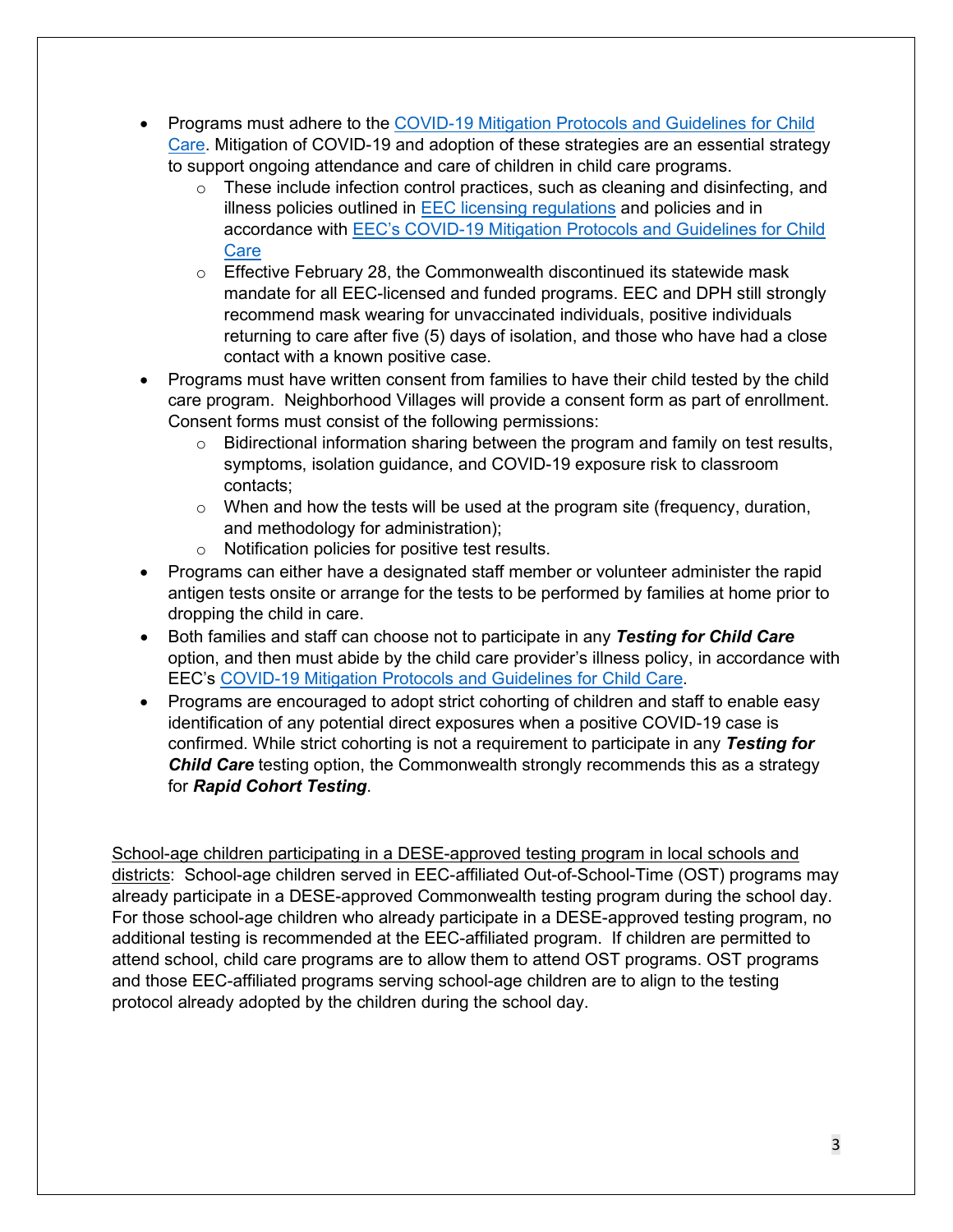- Programs must adhere to the COVID-19 Mitigation Protocols and Guidelines for Child Care. Mitigation of COVID-19 and adoption of these strategies are an essential strategy to support ongoing attendance and care of children in child care programs.
  - These include infection control practices, such as cleaning and disinfecting, and illness policies outlined in EEC licensing regulations and policies and in accordance with EEC's COVID-19 Mitigation Protocols and Guidelines for Child Care
  - Effective February 28, the Commonwealth discontinued its statewide mask mandate for all EEC-licensed and funded programs. EEC and DPH still strongly recommend mask wearing for unvaccinated individuals, positive individuals returning to care after five (5) days of isolation, and those who have had a close contact with a known positive case.
- Programs must have written consent from families to have their child tested by the child care program. Neighborhood Villages will provide a consent form as part of enrollment. Consent forms must consist of the following permissions:
  - Bidirectional information sharing between the program and family on test results, symptoms, isolation guidance, and COVID-19 exposure risk to classroom contacts;
  - When and how the tests will be used at the program site (frequency, duration, and methodology for administration);
  - Notification policies for positive test results.
- Programs can either have a designated staff member or volunteer administer the rapid antigen tests onsite or arrange for the tests to be performed by families at home prior to dropping the child in care.
- Both families and staff can choose not to participate in any ***Testing for Child Care*** option, and then must abide by the child care provider's illness policy, in accordance with EEC's COVID-19 Mitigation Protocols and Guidelines for Child Care.
- Programs are encouraged to adopt strict cohorting of children and staff to enable easy identification of any potential direct exposures when a positive COVID-19 case is confirmed. While strict cohorting is not a requirement to participate in any ***Testing for Child Care*** testing option, the Commonwealth strongly recommends this as a strategy for ***Rapid Cohort Testing***.

School-age children participating in a DESE-approved testing program in local schools and districts: School-age children served in EEC-affiliated Out-of-School-Time (OST) programs may already participate in a DESE-approved Commonwealth testing program during the school day. For those school-age children who already participate in a DESE-approved testing program, no additional testing is recommended at the EEC-affiliated program. If children are permitted to attend school, child care programs are to allow them to attend OST programs. OST programs and those EEC-affiliated programs serving school-age children are to align to the testing protocol already adopted by the children during the school day.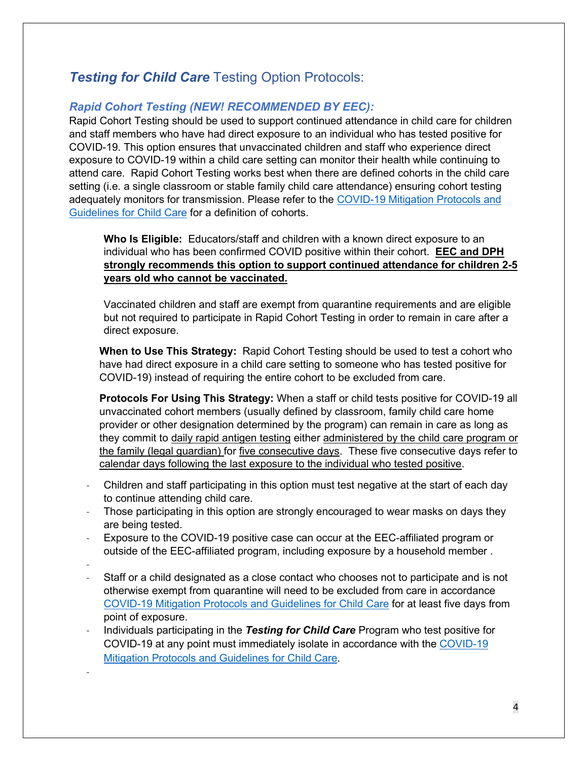## ***Testing for Child Care*** Testing Option Protocols:

### *Rapid Cohort Testing (NEW! RECOMMENDED BY EEC):*

Rapid Cohort Testing should be used to support continued attendance in child care for children and staff members who have had direct exposure to an individual who has tested positive for COVID-19. This option ensures that unvaccinated children and staff who experience direct exposure to COVID-19 within a child care setting can monitor their health while continuing to attend care. Rapid Cohort Testing works best when there are defined cohorts in the child care setting (i.e. a single classroom or stable family child care attendance) ensuring cohort testing adequately monitors for transmission. Please refer to the COVID-19 Mitigation Protocols and Guidelines for Child Care for a definition of cohorts.

> **Who Is Eligible:** Educators/staff and children with a known direct exposure to an individual who has been confirmed COVID positive within their cohort. **EEC and DPH strongly recommends this option to support continued attendance for children 2-5 years old who cannot be vaccinated.**
>
> Vaccinated children and staff are exempt from quarantine requirements and are eligible but not required to participate in Rapid Cohort Testing in order to remain in care after a direct exposure.

**When to Use This Strategy:** Rapid Cohort Testing should be used to test a cohort who have had direct exposure in a child care setting to someone who has tested positive for COVID-19) instead of requiring the entire cohort to be excluded from care.

**Protocols For Using This Strategy:** When a staff or child tests positive for COVID-19 all unvaccinated cohort members (usually defined by classroom, family child care home provider or other designation determined by the program) can remain in care as long as they commit to daily rapid antigen testing either administered by the child care program or the family (legal guardian) for five consecutive days. These five consecutive days refer to calendar days following the last exposure to the individual who tested positive.

- Children and staff participating in this option must test negative at the start of each day to continue attending child care.
- Those participating in this option are strongly encouraged to wear masks on days they are being tested.
- Exposure to the COVID-19 positive case can occur at the EEC-affiliated program or outside of the EEC-affiliated program, including exposure by a household member .
- Staff or a child designated as a close contact who chooses not to participate and is not otherwise exempt from quarantine will need to be excluded from care in accordance COVID-19 Mitigation Protocols and Guidelines for Child Care for at least five days from point of exposure.
- Individuals participating in the ***Testing for Child Care*** Program who test positive for COVID-19 at any point must immediately isolate in accordance with the COVID-19 Mitigation Protocols and Guidelines for Child Care.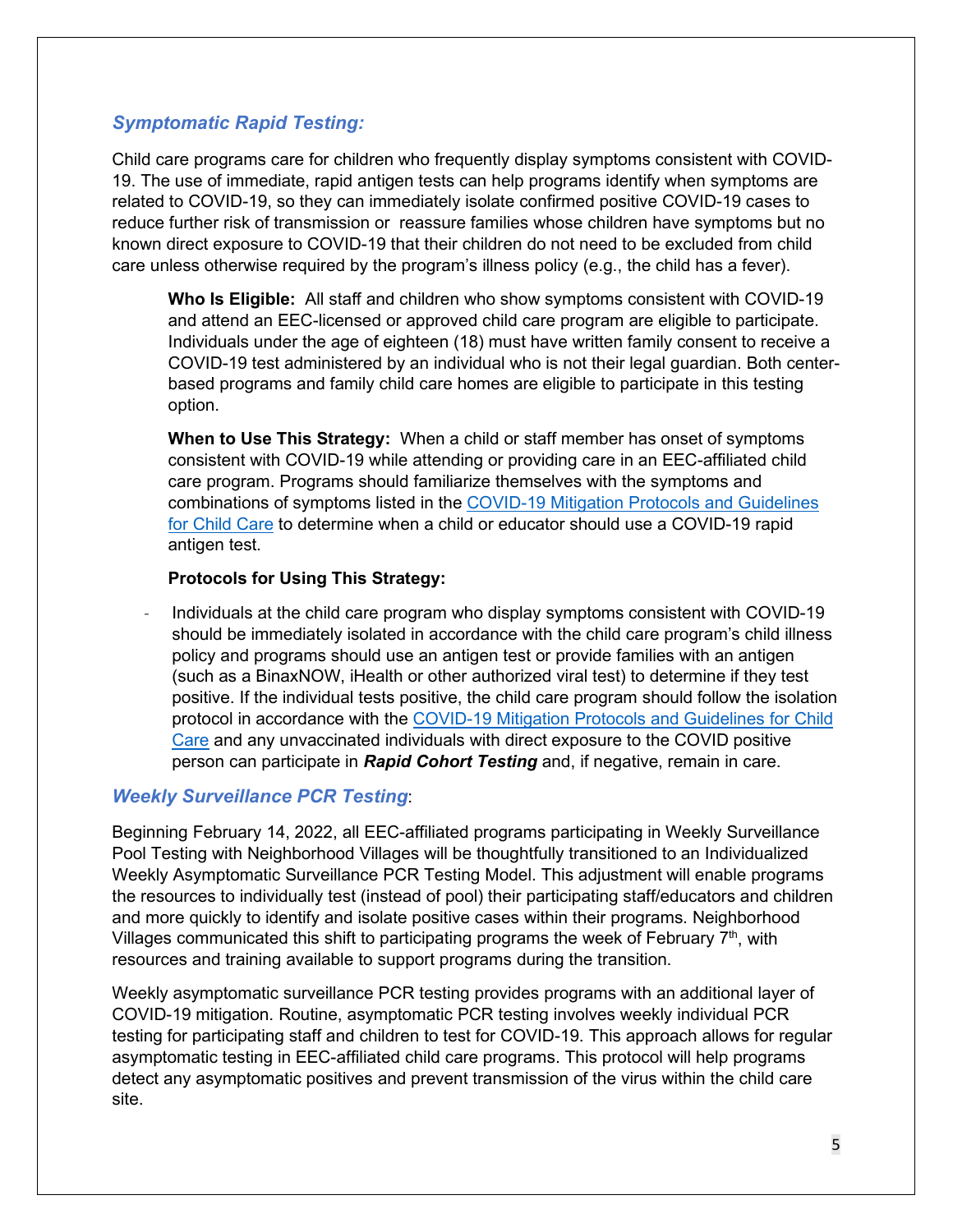### *Symptomatic Rapid Testing:*

Child care programs care for children who frequently display symptoms consistent with COVID-19. The use of immediate, rapid antigen tests can help programs identify when symptoms are related to COVID-19, so they can immediately isolate confirmed positive COVID-19 cases to reduce further risk of transmission or reassure families whose children have symptoms but no known direct exposure to COVID-19 that their children do not need to be excluded from child care unless otherwise required by the program's illness policy (e.g., the child has a fever).

> **Who Is Eligible:** All staff and children who show symptoms consistent with COVID-19 and attend an EEC-licensed or approved child care program are eligible to participate. Individuals under the age of eighteen (18) must have written family consent to receive a COVID-19 test administered by an individual who is not their legal guardian. Both center-based programs and family child care homes are eligible to participate in this testing option.
>
> **When to Use This Strategy:** When a child or staff member has onset of symptoms consistent with COVID-19 while attending or providing care in an EEC-affiliated child care program. Programs should familiarize themselves with the symptoms and combinations of symptoms listed in the COVID-19 Mitigation Protocols and Guidelines for Child Care to determine when a child or educator should use a COVID-19 rapid antigen test.
>
> **Protocols for Using This Strategy:**

- Individuals at the child care program who display symptoms consistent with COVID-19 should be immediately isolated in accordance with the child care program's child illness policy and programs should use an antigen test or provide families with an antigen (such as a BinaxNOW, iHealth or other authorized viral test) to determine if they test positive. If the individual tests positive, the child care program should follow the isolation protocol in accordance with the COVID-19 Mitigation Protocols and Guidelines for Child Care and any unvaccinated individuals with direct exposure to the COVID positive person can participate in ***Rapid Cohort Testing*** and, if negative, remain in care.

### *Weekly Surveillance PCR Testing*:

Beginning February 14, 2022, all EEC-affiliated programs participating in Weekly Surveillance Pool Testing with Neighborhood Villages will be thoughtfully transitioned to an Individualized Weekly Asymptomatic Surveillance PCR Testing Model. This adjustment will enable programs the resources to individually test (instead of pool) their participating staff/educators and children and more quickly to identify and isolate positive cases within their programs. Neighborhood Villages communicated this shift to participating programs the week of February 7th, with resources and training available to support programs during the transition.

Weekly asymptomatic surveillance PCR testing provides programs with an additional layer of COVID-19 mitigation. Routine, asymptomatic PCR testing involves weekly individual PCR testing for participating staff and children to test for COVID-19. This approach allows for regular asymptomatic testing in EEC-affiliated child care programs. This protocol will help programs detect any asymptomatic positives and prevent transmission of the virus within the child care site.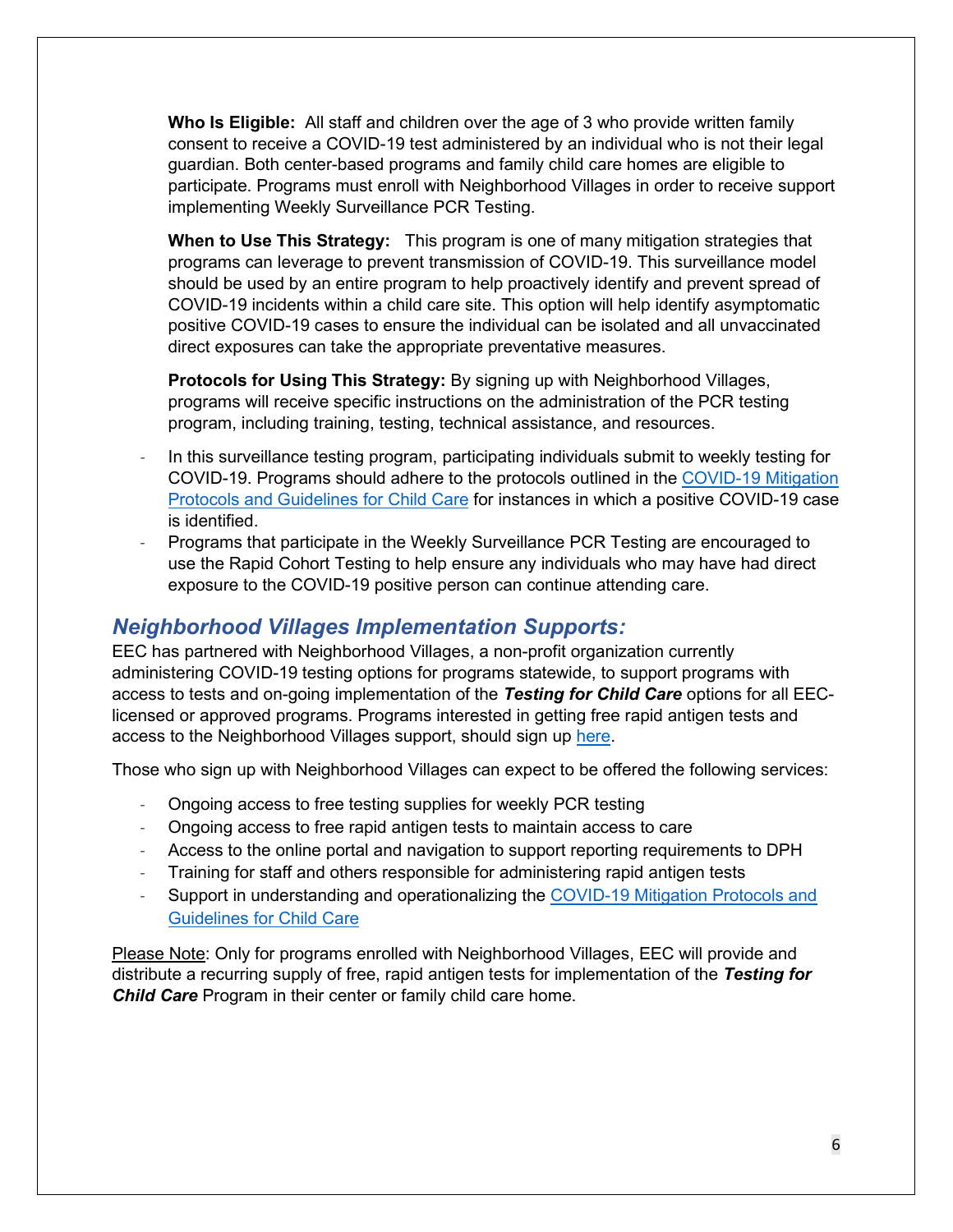**Who Is Eligible:** All staff and children over the age of 3 who provide written family consent to receive a COVID-19 test administered by an individual who is not their legal guardian. Both center-based programs and family child care homes are eligible to participate. Programs must enroll with Neighborhood Villages in order to receive support implementing Weekly Surveillance PCR Testing.

**When to Use This Strategy:** This program is one of many mitigation strategies that programs can leverage to prevent transmission of COVID-19. This surveillance model should be used by an entire program to help proactively identify and prevent spread of COVID-19 incidents within a child care site. This option will help identify asymptomatic positive COVID-19 cases to ensure the individual can be isolated and all unvaccinated direct exposures can take the appropriate preventative measures.

**Protocols for Using This Strategy:** By signing up with Neighborhood Villages, programs will receive specific instructions on the administration of the PCR testing program, including training, testing, technical assistance, and resources.

- In this surveillance testing program, participating individuals submit to weekly testing for COVID-19. Programs should adhere to the protocols outlined in the [COVID-19 Mitigation Protocols and Guidelines for Child Care]() for instances in which a positive COVID-19 case is identified.
- Programs that participate in the Weekly Surveillance PCR Testing are encouraged to use the Rapid Cohort Testing to help ensure any individuals who may have had direct exposure to the COVID-19 positive person can continue attending care.

## *Neighborhood Villages Implementation Supports:*

EEC has partnered with Neighborhood Villages, a non-profit organization currently administering COVID-19 testing options for programs statewide, to support programs with access to tests and on-going implementation of the ***Testing for Child Care*** options for all EEC-licensed or approved programs. Programs interested in getting free rapid antigen tests and access to the Neighborhood Villages support, should sign up [here]().

Those who sign up with Neighborhood Villages can expect to be offered the following services:

- Ongoing access to free testing supplies for weekly PCR testing
- Ongoing access to free rapid antigen tests to maintain access to care
- Access to the online portal and navigation to support reporting requirements to DPH
- Training for staff and others responsible for administering rapid antigen tests
- Support in understanding and operationalizing the [COVID-19 Mitigation Protocols and Guidelines for Child Care]()

<u>Please Note</u>: Only for programs enrolled with Neighborhood Villages, EEC will provide and distribute a recurring supply of free, rapid antigen tests for implementation of the ***Testing for Child Care*** Program in their center or family child care home.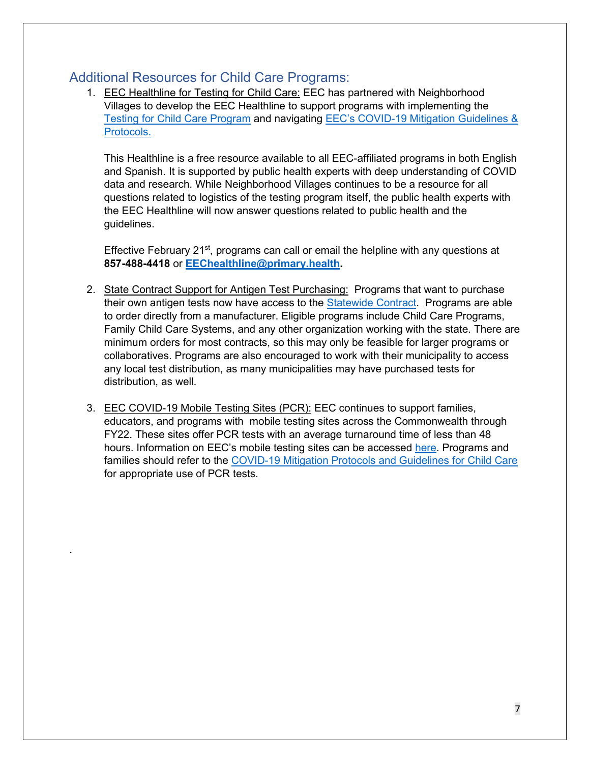## Additional Resources for Child Care Programs:

1. EEC Healthline for Testing for Child Care: EEC has partnered with Neighborhood Villages to develop the EEC Healthline to support programs with implementing the Testing for Child Care Program and navigating EEC's COVID-19 Mitigation Guidelines & Protocols.

   This Healthline is a free resource available to all EEC-affiliated programs in both English and Spanish. It is supported by public health experts with deep understanding of COVID data and research. While Neighborhood Villages continues to be a resource for all questions related to logistics of the testing program itself, the public health experts with the EEC Healthline will now answer questions related to public health and the guidelines.

   Effective February 21st, programs can call or email the helpline with any questions at **857-488-4418** or **EEChealthline@primary.health.**

2. State Contract Support for Antigen Test Purchasing: Programs that want to purchase their own antigen tests now have access to the Statewide Contract. Programs are able to order directly from a manufacturer. Eligible programs include Child Care Programs, Family Child Care Systems, and any other organization working with the state. There are minimum orders for most contracts, so this may only be feasible for larger programs or collaboratives. Programs are also encouraged to work with their municipality to access any local test distribution, as many municipalities may have purchased tests for distribution, as well.

3. EEC COVID-19 Mobile Testing Sites (PCR): EEC continues to support families, educators, and programs with mobile testing sites across the Commonwealth through FY22. These sites offer PCR tests with an average turnaround time of less than 48 hours. Information on EEC's mobile testing sites can be accessed here. Programs and families should refer to the COVID-19 Mitigation Protocols and Guidelines for Child Care for appropriate use of PCR tests.